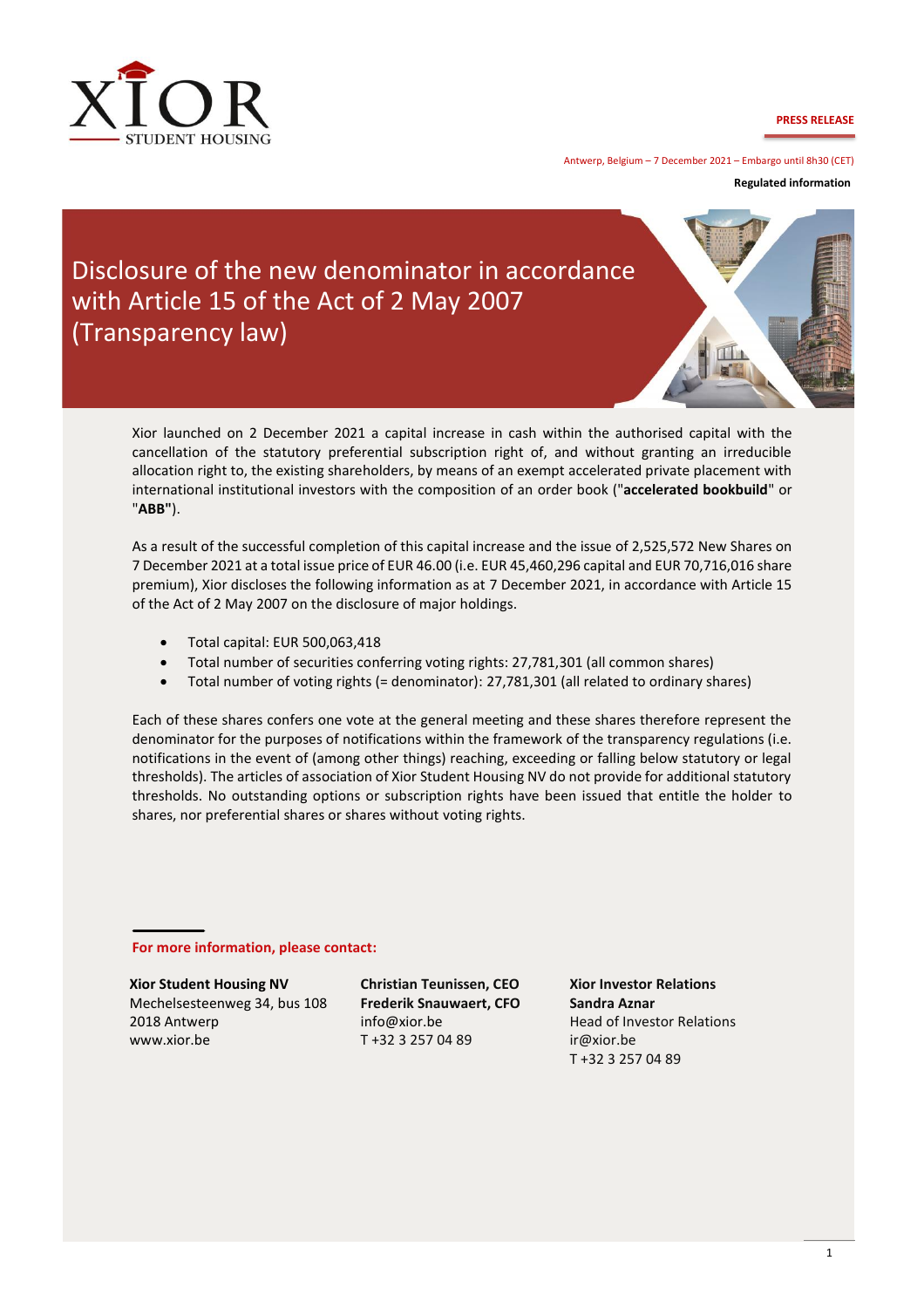**PRESS RELEASE**

Antwerp, Belgium – 7 December 2021 – Embargo until 8h30 (CET)

**Regulated information**

# Disclosure of the new denominator in accordance with Article 15 of the Act of 2 May 2007 (Transparency law)

Xior launched on 2 December 2021 a capital increase in cash within the authorised capital with the cancellation of the statutory preferential subscription right of, and without granting an irreducible allocation right to, the existing shareholders, by means of an exempt accelerated private placement with international institutional investors with the composition of an order book ("**accelerated bookbuild**" or "**ABB**").

As a result of the successful completion of this capital increase and the issue of 2,525,572 New Shares on 7 December 2021 at a total issue price of EUR 46.00 (i.e. EUR 45,460,296 capital and EUR 70,716,016 share premium), Xior discloses the following information as at 7 December 2021, in accordance with Article 15 of the Act of 2 May 2007 on the disclosure of major holdings.

- Total capital: EUR 500,063,418
- Total number of securities conferring voting rights: 27,781,301 (all common shares)
- Total number of voting rights (= denominator): 27,781,301 (all related to ordinary shares)

Each of these shares confers one vote at the general meeting and these shares therefore represent the denominator for the purposes of notifications within the framework of the transparency regulations (i.e. notifications in the event of (among other things) reaching, exceeding or falling below statutory or legal thresholds). The articles of association of Xior Student Housing NV do not provide for additional statutory thresholds. No outstanding options or subscription rights have been issued that entitle the holder to shares, nor preferential shares or shares without voting rights.

**For more information, please contact:**

**Xior Student Housing NV**
Mechelsesteenweg 34, bus 108
2018 Antwerp
www.xior.be

**Christian Teunissen, CEO**
**Frederik Snauwaert, CFO**
info@xior.be
T +32 3 257 04 89

**Xior Investor Relations**
**Sandra Aznar**
Head of Investor Relations
ir@xior.be
T +32 3 257 04 89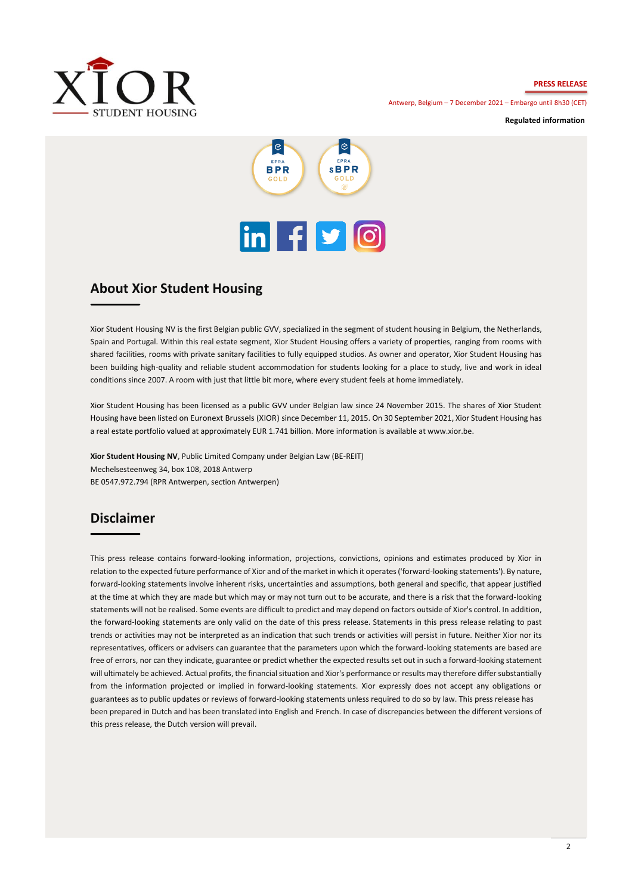PRESS RELEASE

Antwerp, Belgium – 7 December 2021 – Embargo until 8h30 (CET)

**Regulated information**

## About Xior Student Housing

Xior Student Housing NV is the first Belgian public GVV, specialized in the segment of student housing in Belgium, the Netherlands, Spain and Portugal. Within this real estate segment, Xior Student Housing offers a variety of properties, ranging from rooms with shared facilities, rooms with private sanitary facilities to fully equipped studios. As owner and operator, Xior Student Housing has been building high-quality and reliable student accommodation for students looking for a place to study, live and work in ideal conditions since 2007. A room with just that little bit more, where every student feels at home immediately.

Xior Student Housing has been licensed as a public GVV under Belgian law since 24 November 2015. The shares of Xior Student Housing have been listed on Euronext Brussels (XIOR) since December 11, 2015. On 30 September 2021, Xior Student Housing has a real estate portfolio valued at approximately EUR 1.741 billion. More information is available at www.xior.be.

**Xior Student Housing NV**, Public Limited Company under Belgian Law (BE-REIT)
Mechelsesteenweg 34, box 108, 2018 Antwerp
BE 0547.972.794 (RPR Antwerpen, section Antwerpen)

## Disclaimer

This press release contains forward-looking information, projections, convictions, opinions and estimates produced by Xior in relation to the expected future performance of Xior and of the market in which it operates ('forward-looking statements'). By nature, forward-looking statements involve inherent risks, uncertainties and assumptions, both general and specific, that appear justified at the time at which they are made but which may or may not turn out to be accurate, and there is a risk that the forward-looking statements will not be realised. Some events are difficult to predict and may depend on factors outside of Xior's control. In addition, the forward-looking statements are only valid on the date of this press release. Statements in this press release relating to past trends or activities may not be interpreted as an indication that such trends or activities will persist in future. Neither Xior nor its representatives, officers or advisers can guarantee that the parameters upon which the forward-looking statements are based are free of errors, nor can they indicate, guarantee or predict whether the expected results set out in such a forward-looking statement will ultimately be achieved. Actual profits, the financial situation and Xior's performance or results may therefore differ substantially from the information projected or implied in forward-looking statements. Xior expressly does not accept any obligations or guarantees as to public updates or reviews of forward-looking statements unless required to do so by law. This press release has been prepared in Dutch and has been translated into English and French. In case of discrepancies between the different versions of this press release, the Dutch version will prevail.